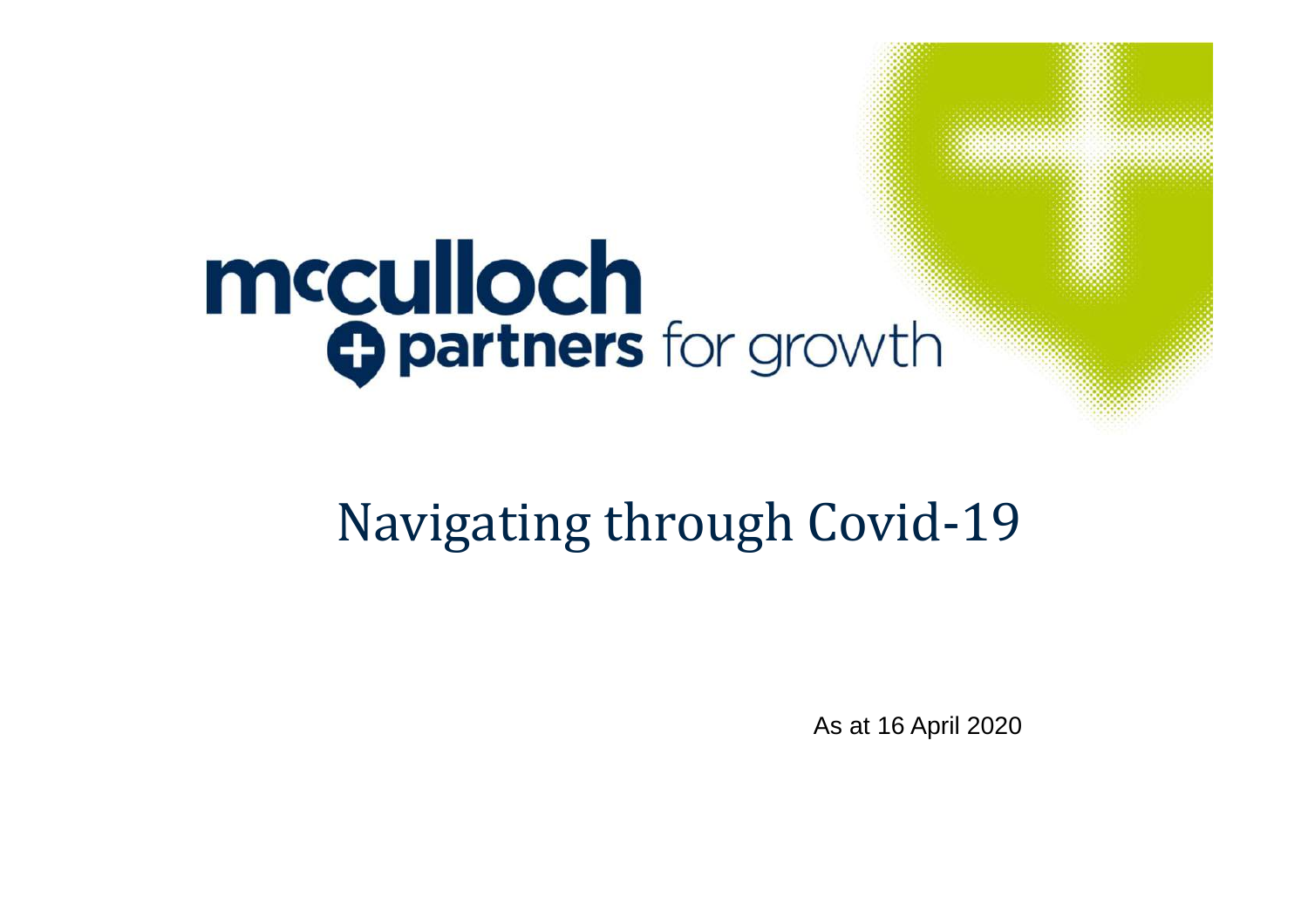mcculloch + partners for growth

# Navigating through Covid-19

As at 16 April 2020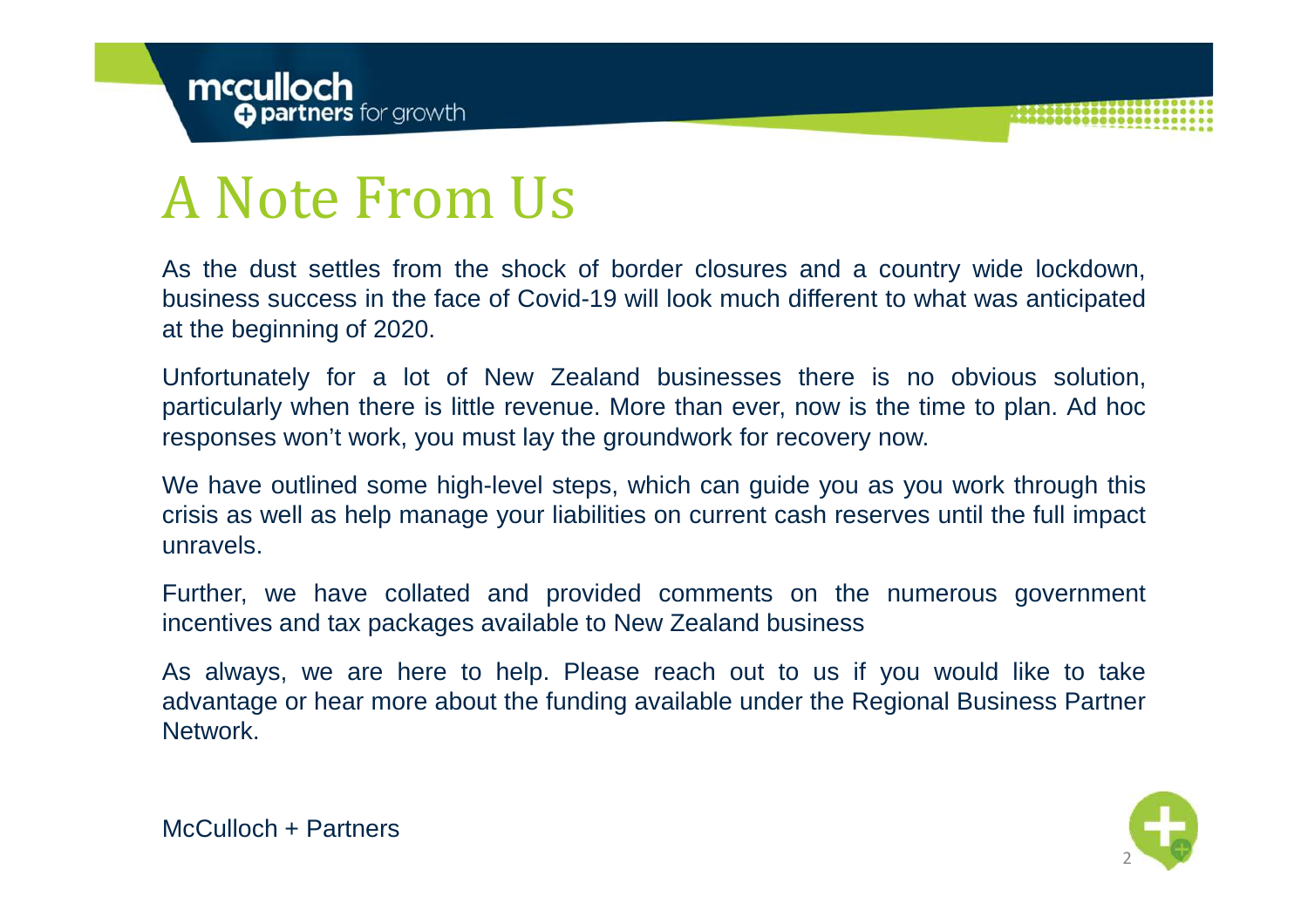# A Note From Us

As the dust settles from the shock of border closures and a country wide lockdown, business success in the face of Covid-19 will look much different to what was anticipated at the beginning of 2020.

Unfortunately for a lot of New Zealand businesses there is no obvious solution, particularly when there is little revenue. More than ever, now is the time to plan. Ad hoc responses won't work, you must lay the groundwork for recovery now.

We have outlined some high-level steps, which can guide you as you work through this crisis as well as help manage your liabilities on current cash reserves until the full impact unravels.

Further, we have collated and provided comments on the numerous government incentives and tax packages available to New Zealand business

As always, we are here to help. Please reach out to us if you would like to take advantage or hear more about the funding available under the Regional Business Partner Network.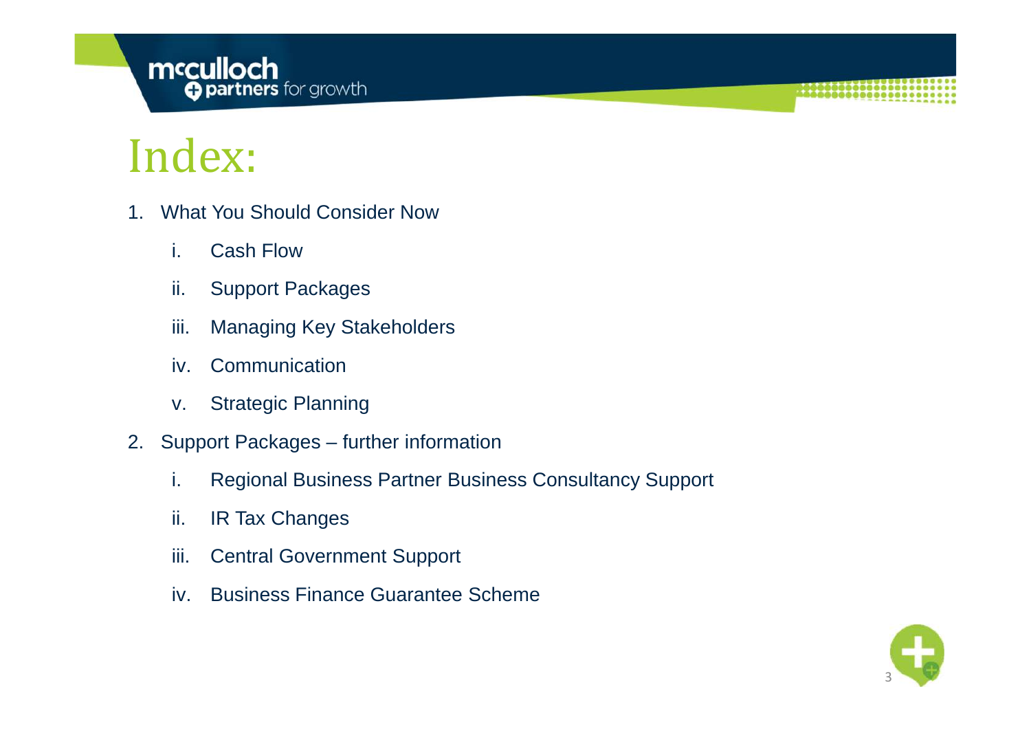# Index:

1. What You Should Consider Now
    i. Cash Flow
    ii. Support Packages
    iii. Managing Key Stakeholders
    iv. Communication
    v. Strategic Planning
2. Support Packages – further information
    i. Regional Business Partner Business Consultancy Support
    ii. IR Tax Changes
    iii. Central Government Support
    iv. Business Finance Guarantee Scheme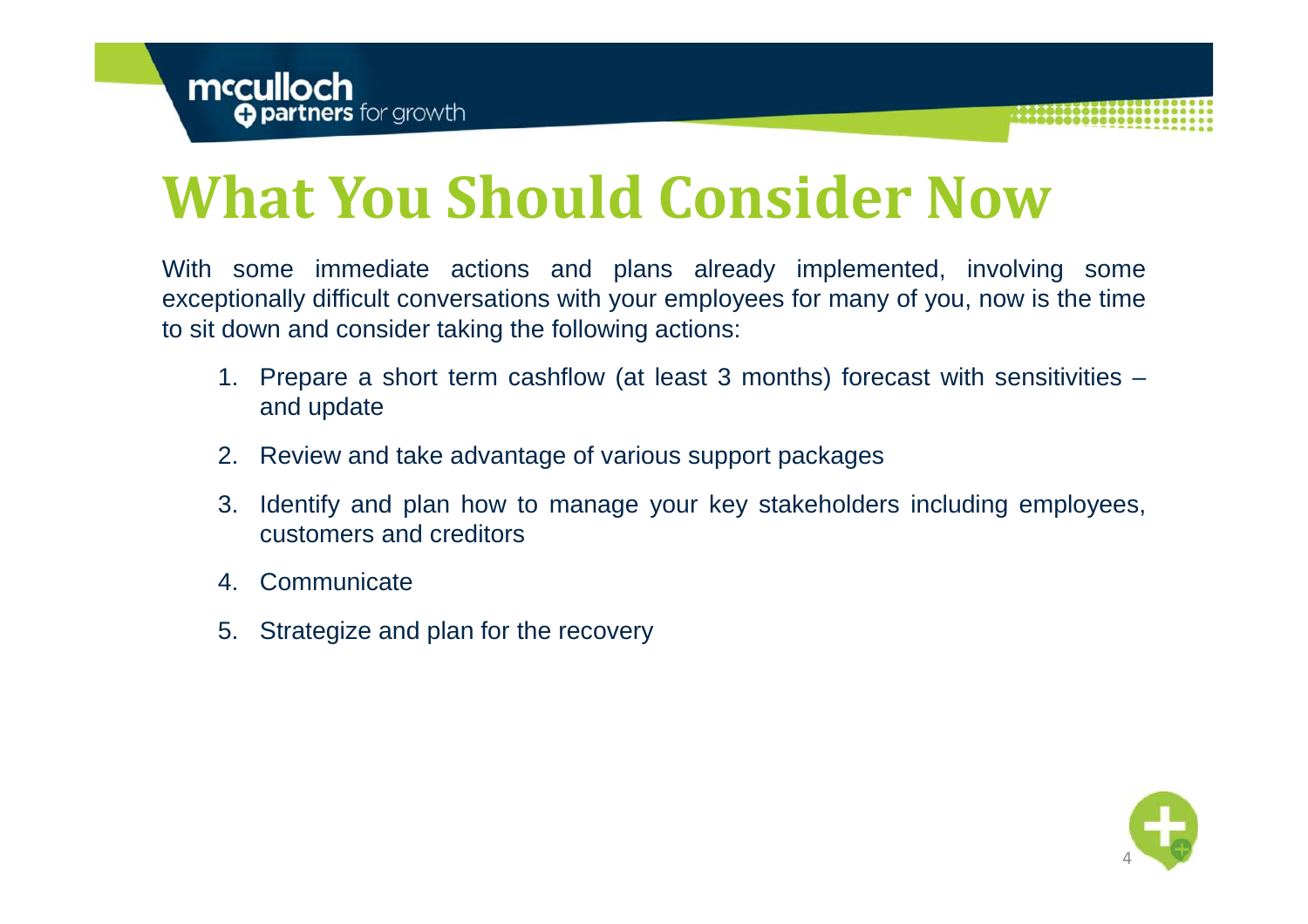# What You Should Consider Now

With some immediate actions and plans already implemented, involving some exceptionally difficult conversations with your employees for many of you, now is the time to sit down and consider taking the following actions:

1. Prepare a short term cashflow (at least 3 months) forecast with sensitivities – and update
2. Review and take advantage of various support packages
3. Identify and plan how to manage your key stakeholders including employees, customers and creditors
4. Communicate
5. Strategize and plan for the recovery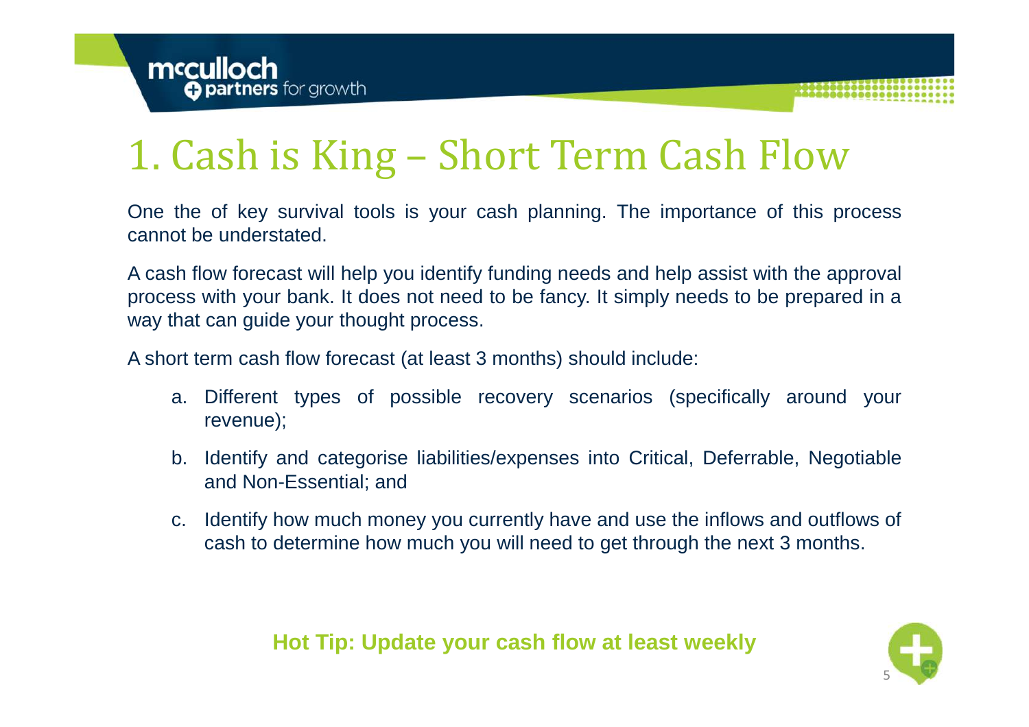# 1. Cash is King – Short Term Cash Flow

One the of key survival tools is your cash planning. The importance of this process cannot be understated.

A cash flow forecast will help you identify funding needs and help assist with the approval process with your bank. It does not need to be fancy. It simply needs to be prepared in a way that can guide your thought process.

A short term cash flow forecast (at least 3 months) should include:

a. Different types of possible recovery scenarios (specifically around your revenue);

b. Identify and categorise liabilities/expenses into Critical, Deferrable, Negotiable and Non-Essential; and

c. Identify how much money you currently have and use the inflows and outflows of cash to determine how much you will need to get through the next 3 months.

**Hot Tip: Update your cash flow at least weekly**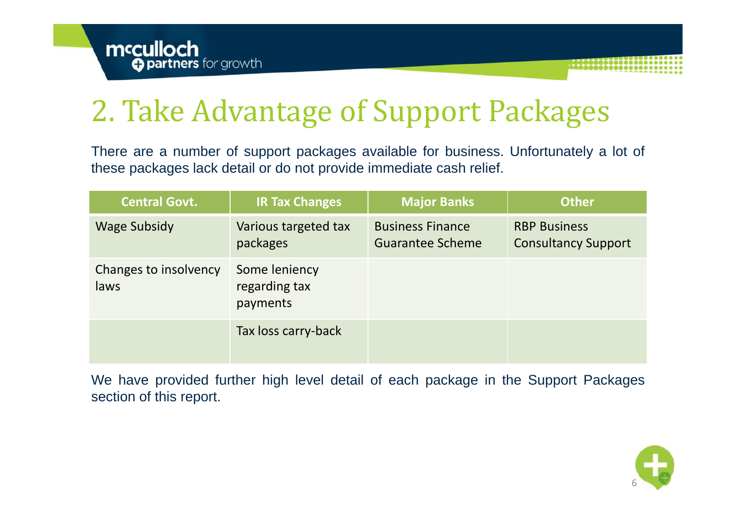# 2. Take Advantage of Support Packages

There are a number of support packages available for business. Unfortunately a lot of these packages lack detail or do not provide immediate cash relief.

| Central Govt. | IR Tax Changes | Major Banks | Other |
|---|---|---|---|
| Wage Subsidy | Various targeted tax packages | Business Finance Guarantee Scheme | RBP Business Consultancy Support |
| Changes to insolvency laws | Some leniency regarding tax payments | | |
| | Tax loss carry-back | | |

We have provided further high level detail of each package in the Support Packages section of this report.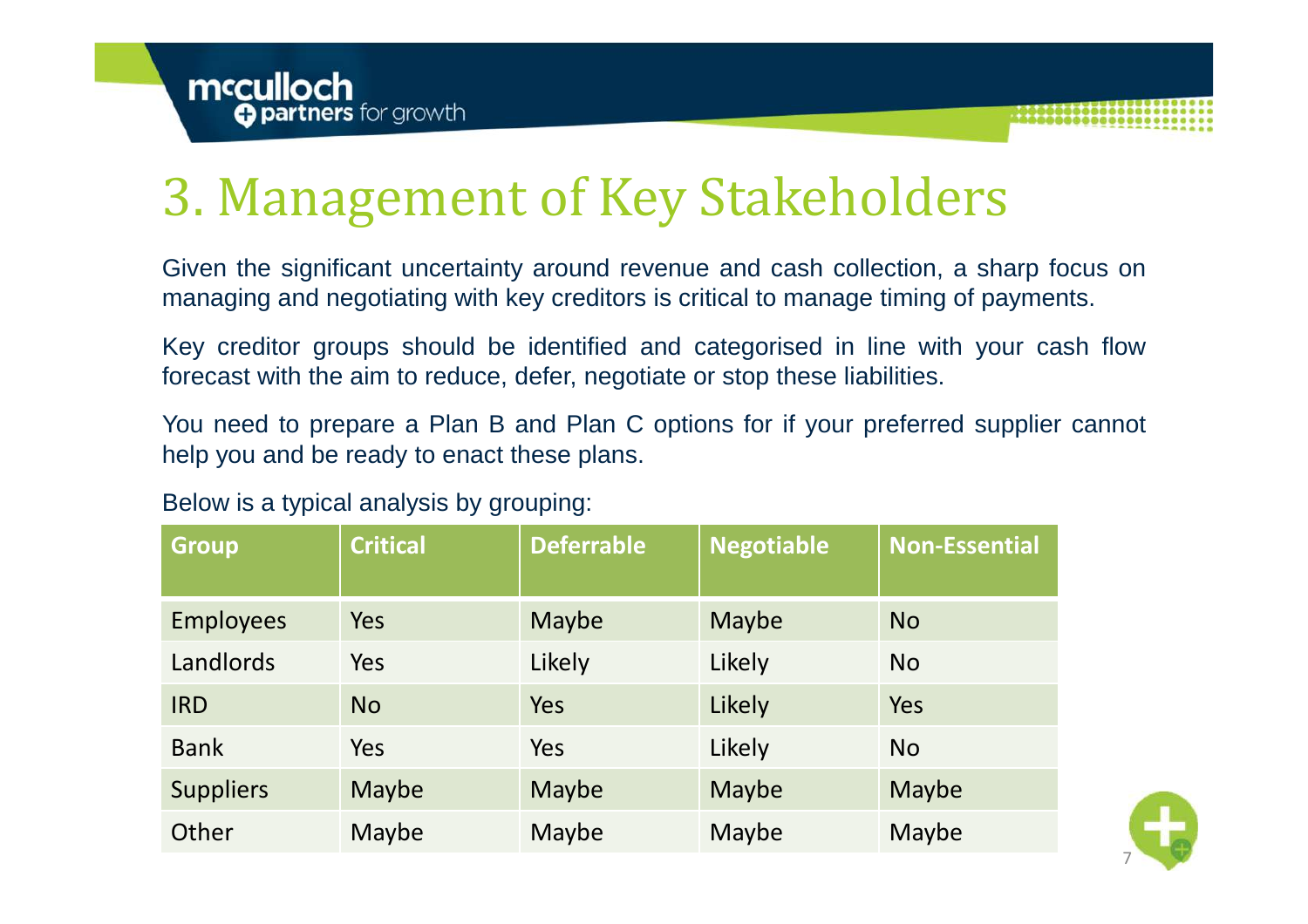# 3. Management of Key Stakeholders

Given the significant uncertainty around revenue and cash collection, a sharp focus on managing and negotiating with key creditors is critical to manage timing of payments.

Key creditor groups should be identified and categorised in line with your cash flow forecast with the aim to reduce, defer, negotiate or stop these liabilities.

You need to prepare a Plan B and Plan C options for if your preferred supplier cannot help you and be ready to enact these plans.

Below is a typical analysis by grouping:

| Group | Critical | Deferrable | Negotiable | Non-Essential |
|---|---|---|---|---|
| Employees | Yes | Maybe | Maybe | No |
| Landlords | Yes | Likely | Likely | No |
| IRD | No | Yes | Likely | Yes |
| Bank | Yes | Yes | Likely | No |
| Suppliers | Maybe | Maybe | Maybe | Maybe |
| Other | Maybe | Maybe | Maybe | Maybe |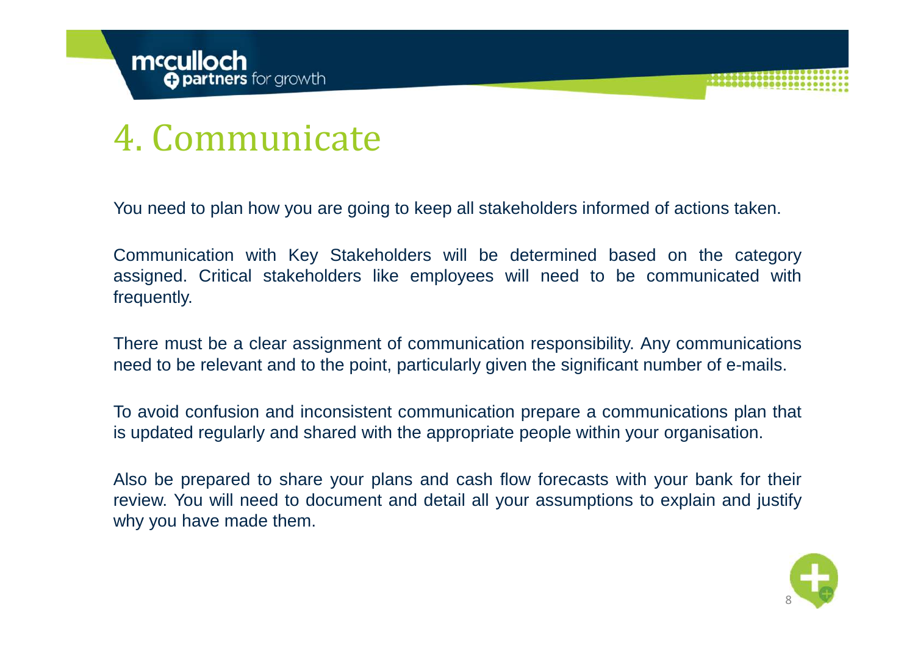# 4. Communicate

You need to plan how you are going to keep all stakeholders informed of actions taken.

Communication with Key Stakeholders will be determined based on the category assigned. Critical stakeholders like employees will need to be communicated with frequently.

There must be a clear assignment of communication responsibility. Any communications need to be relevant and to the point, particularly given the significant number of e-mails.

To avoid confusion and inconsistent communication prepare a communications plan that is updated regularly and shared with the appropriate people within your organisation.

Also be prepared to share your plans and cash flow forecasts with your bank for their review. You will need to document and detail all your assumptions to explain and justify why you have made them.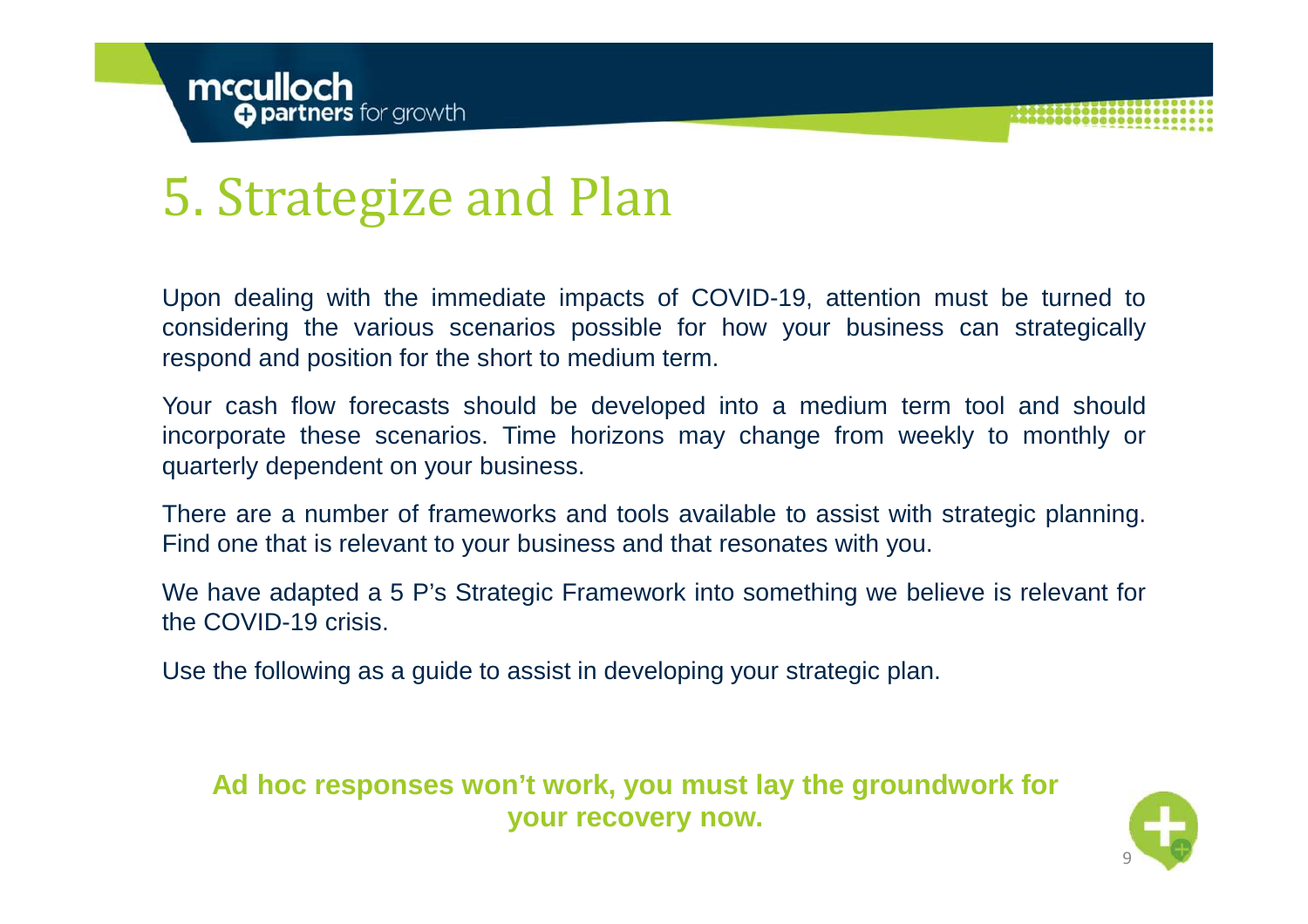# 5. Strategize and Plan

Upon dealing with the immediate impacts of COVID-19, attention must be turned to considering the various scenarios possible for how your business can strategically respond and position for the short to medium term.

Your cash flow forecasts should be developed into a medium term tool and should incorporate these scenarios. Time horizons may change from weekly to monthly or quarterly dependent on your business.

There are a number of frameworks and tools available to assist with strategic planning. Find one that is relevant to your business and that resonates with you.

We have adapted a 5 P's Strategic Framework into something we believe is relevant for the COVID-19 crisis.

Use the following as a guide to assist in developing your strategic plan.

**Ad hoc responses won't work, you must lay the groundwork for your recovery now.**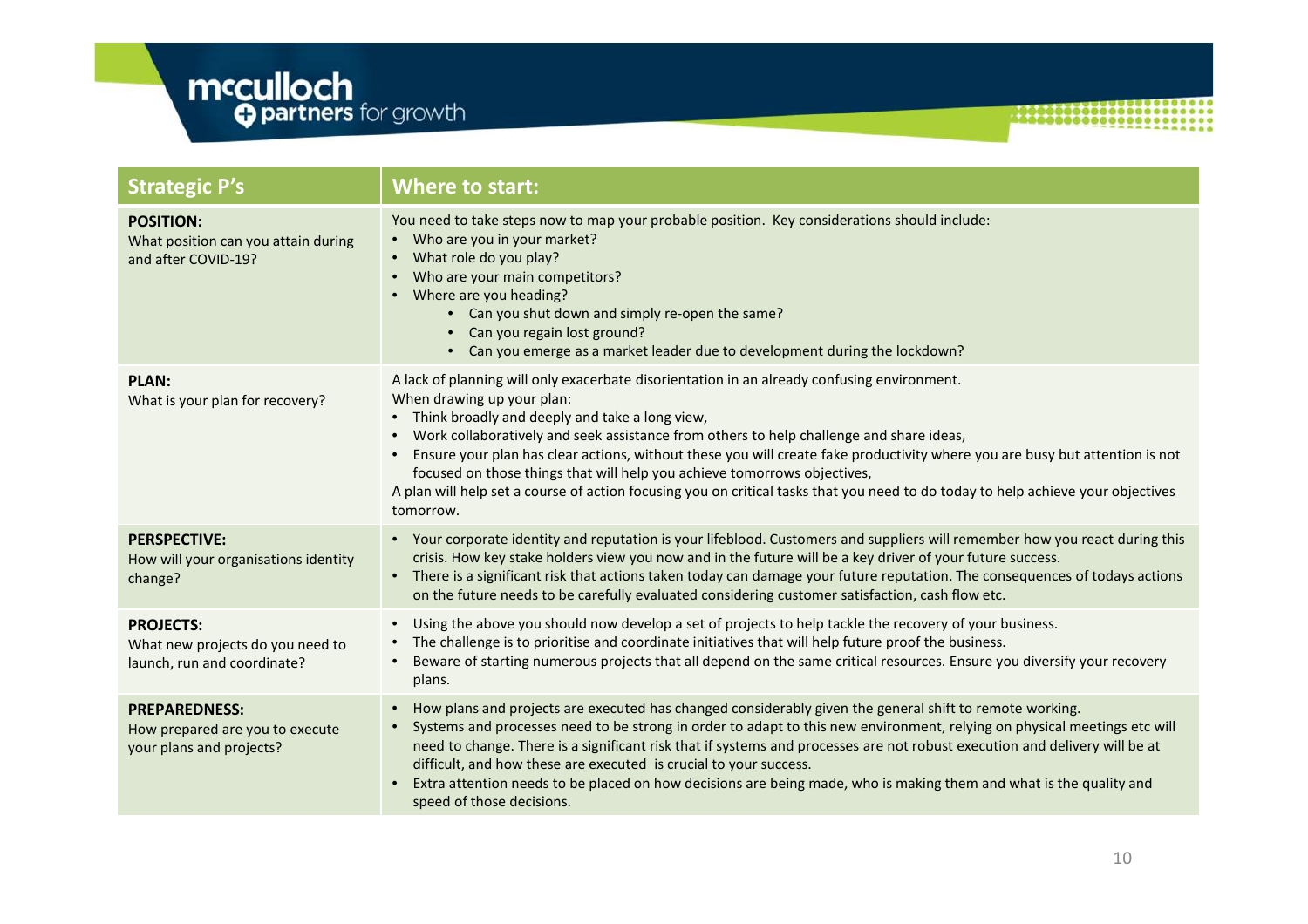| Strategic P's | Where to start: |
|---|---|
| **POSITION:**<br>What position can you attain during and after COVID-19? | You need to take steps now to map your probable position. Key considerations should include:<br>• Who are you in your market?<br>• What role do you play?<br>• Who are your main competitors?<br>• Where are you heading?<br>  • Can you shut down and simply re-open the same?<br>  • Can you regain lost ground?<br>  • Can you emerge as a market leader due to development during the lockdown? |
| **PLAN:**<br>What is your plan for recovery? | A lack of planning will only exacerbate disorientation in an already confusing environment.<br>When drawing up your plan:<br>• Think broadly and deeply and take a long view,<br>• Work collaboratively and seek assistance from others to help challenge and share ideas,<br>• Ensure your plan has clear actions, without these you will create fake productivity where you are busy but attention is not focused on those things that will help you achieve tomorrows objectives,<br>A plan will help set a course of action focusing you on critical tasks that you need to do today to help achieve your objectives tomorrow. |
| **PERSPECTIVE:**<br>How will your organisations identity change? | • Your corporate identity and reputation is your lifeblood. Customers and suppliers will remember how you react during this crisis. How key stake holders view you now and in the future will be a key driver of your future success.<br>• There is a significant risk that actions taken today can damage your future reputation. The consequences of todays actions on the future needs to be carefully evaluated considering customer satisfaction, cash flow etc. |
| **PROJECTS:**<br>What new projects do you need to launch, run and coordinate? | • Using the above you should now develop a set of projects to help tackle the recovery of your business.<br>• The challenge is to prioritise and coordinate initiatives that will help future proof the business.<br>• Beware of starting numerous projects that all depend on the same critical resources. Ensure you diversify your recovery plans. |
| **PREPAREDNESS:**<br>How prepared are you to execute your plans and projects? | • How plans and projects are executed has changed considerably given the general shift to remote working.<br>• Systems and processes need to be strong in order to adapt to this new environment, relying on physical meetings etc will need to change. There is a significant risk that if systems and processes are not robust execution and delivery will be at difficult, and how these are executed is crucial to your success.<br>• Extra attention needs to be placed on how decisions are being made, who is making them and what is the quality and speed of those decisions. |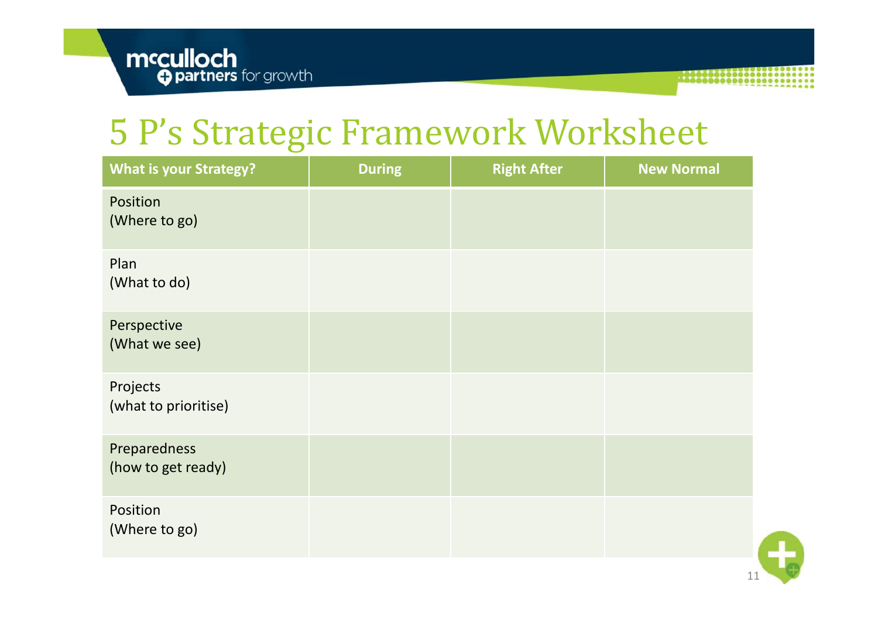# 5 P's Strategic Framework Worksheet

| What is your Strategy? | During | Right After | New Normal |
|---|---|---|---|
| Position<br>(Where to go) | | | |
| Plan<br>(What to do) | | | |
| Perspective<br>(What we see) | | | |
| Projects<br>(what to prioritise) | | | |
| Preparedness<br>(how to get ready) | | | |
| Position<br>(Where to go) | | | |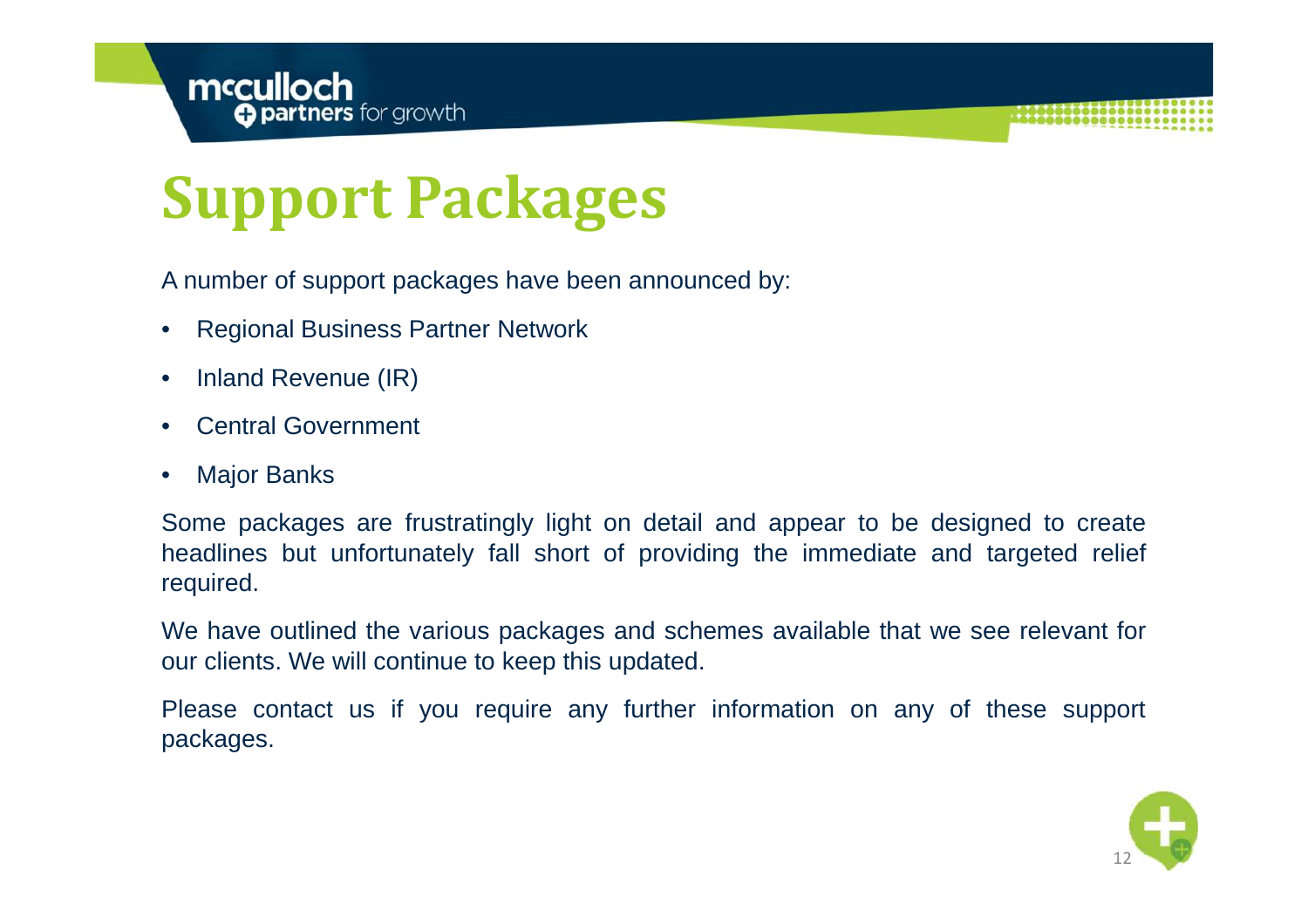# Support Packages

A number of support packages have been announced by:

- Regional Business Partner Network
- Inland Revenue (IR)
- Central Government
- Major Banks

Some packages are frustratingly light on detail and appear to be designed to create headlines but unfortunately fall short of providing the immediate and targeted relief required.

We have outlined the various packages and schemes available that we see relevant for our clients. We will continue to keep this updated.

Please contact us if you require any further information on any of these support packages.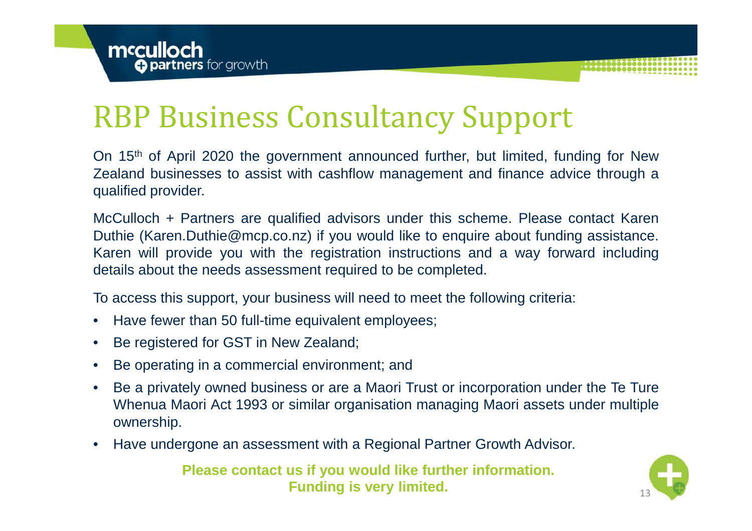# RBP Business Consultancy Support

On 15th of April 2020 the government announced further, but limited, funding for New Zealand businesses to assist with cashflow management and finance advice through a qualified provider.

McCulloch + Partners are qualified advisors under this scheme. Please contact Karen Duthie (Karen.Duthie@mcp.co.nz) if you would like to enquire about funding assistance. Karen will provide you with the registration instructions and a way forward including details about the needs assessment required to be completed.

To access this support, your business will need to meet the following criteria:

- Have fewer than 50 full-time equivalent employees;
- Be registered for GST in New Zealand;
- Be operating in a commercial environment; and
- Be a privately owned business or are a Maori Trust or incorporation under the Te Ture Whenua Maori Act 1993 or similar organisation managing Maori assets under multiple ownership.
- Have undergone an assessment with a Regional Partner Growth Advisor.

**Please contact us if you would like further information.**
**Funding is very limited.**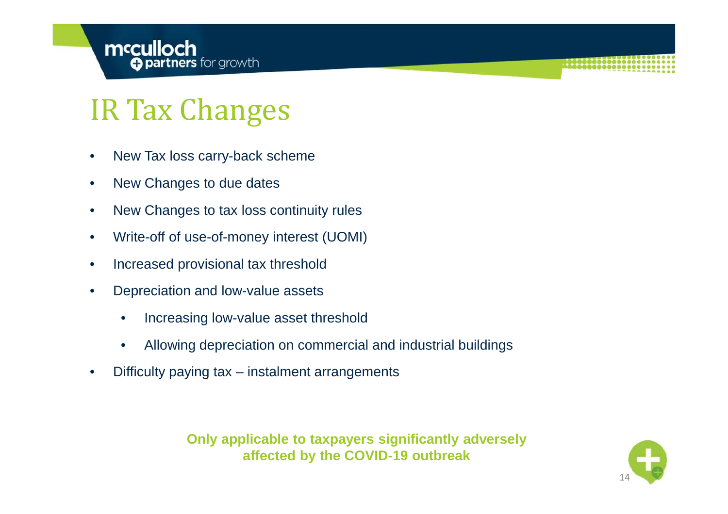# IR Tax Changes

- New Tax loss carry-back scheme
- New Changes to due dates
- New Changes to tax loss continuity rules
- Write-off of use-of-money interest (UOMI)
- Increased provisional tax threshold
- Depreciation and low-value assets
  - Increasing low-value asset threshold
  - Allowing depreciation on commercial and industrial buildings
- Difficulty paying tax – instalment arrangements

**Only applicable to taxpayers significantly adversely affected by the COVID-19 outbreak**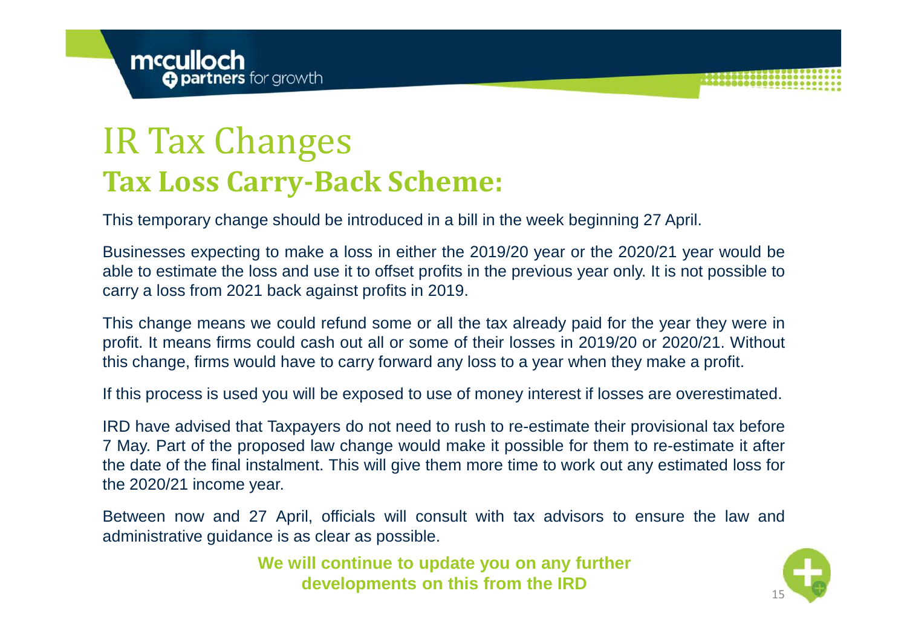# IR Tax Changes

## Tax Loss Carry-Back Scheme:

This temporary change should be introduced in a bill in the week beginning 27 April.

Businesses expecting to make a loss in either the 2019/20 year or the 2020/21 year would be able to estimate the loss and use it to offset profits in the previous year only. It is not possible to carry a loss from 2021 back against profits in 2019.

This change means we could refund some or all the tax already paid for the year they were in profit. It means firms could cash out all or some of their losses in 2019/20 or 2020/21. Without this change, firms would have to carry forward any loss to a year when they make a profit.

If this process is used you will be exposed to use of money interest if losses are overestimated.

IRD have advised that Taxpayers do not need to rush to re-estimate their provisional tax before 7 May. Part of the proposed law change would make it possible for them to re-estimate it after the date of the final instalment. This will give them more time to work out any estimated loss for the 2020/21 income year.

Between now and 27 April, officials will consult with tax advisors to ensure the law and administrative guidance is as clear as possible.

**We will continue to update you on any further developments on this from the IRD**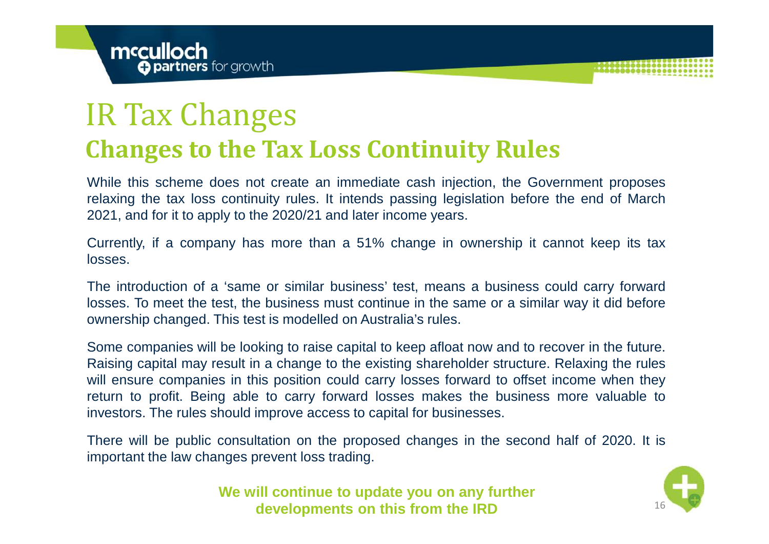# IR Tax Changes

## Changes to the Tax Loss Continuity Rules

While this scheme does not create an immediate cash injection, the Government proposes relaxing the tax loss continuity rules. It intends passing legislation before the end of March 2021, and for it to apply to the 2020/21 and later income years.

Currently, if a company has more than a 51% change in ownership it cannot keep its tax losses.

The introduction of a 'same or similar business' test, means a business could carry forward losses. To meet the test, the business must continue in the same or a similar way it did before ownership changed. This test is modelled on Australia's rules.

Some companies will be looking to raise capital to keep afloat now and to recover in the future. Raising capital may result in a change to the existing shareholder structure. Relaxing the rules will ensure companies in this position could carry losses forward to offset income when they return to profit. Being able to carry forward losses makes the business more valuable to investors. The rules should improve access to capital for businesses.

There will be public consultation on the proposed changes in the second half of 2020. It is important the law changes prevent loss trading.

**We will continue to update you on any further developments on this from the IRD**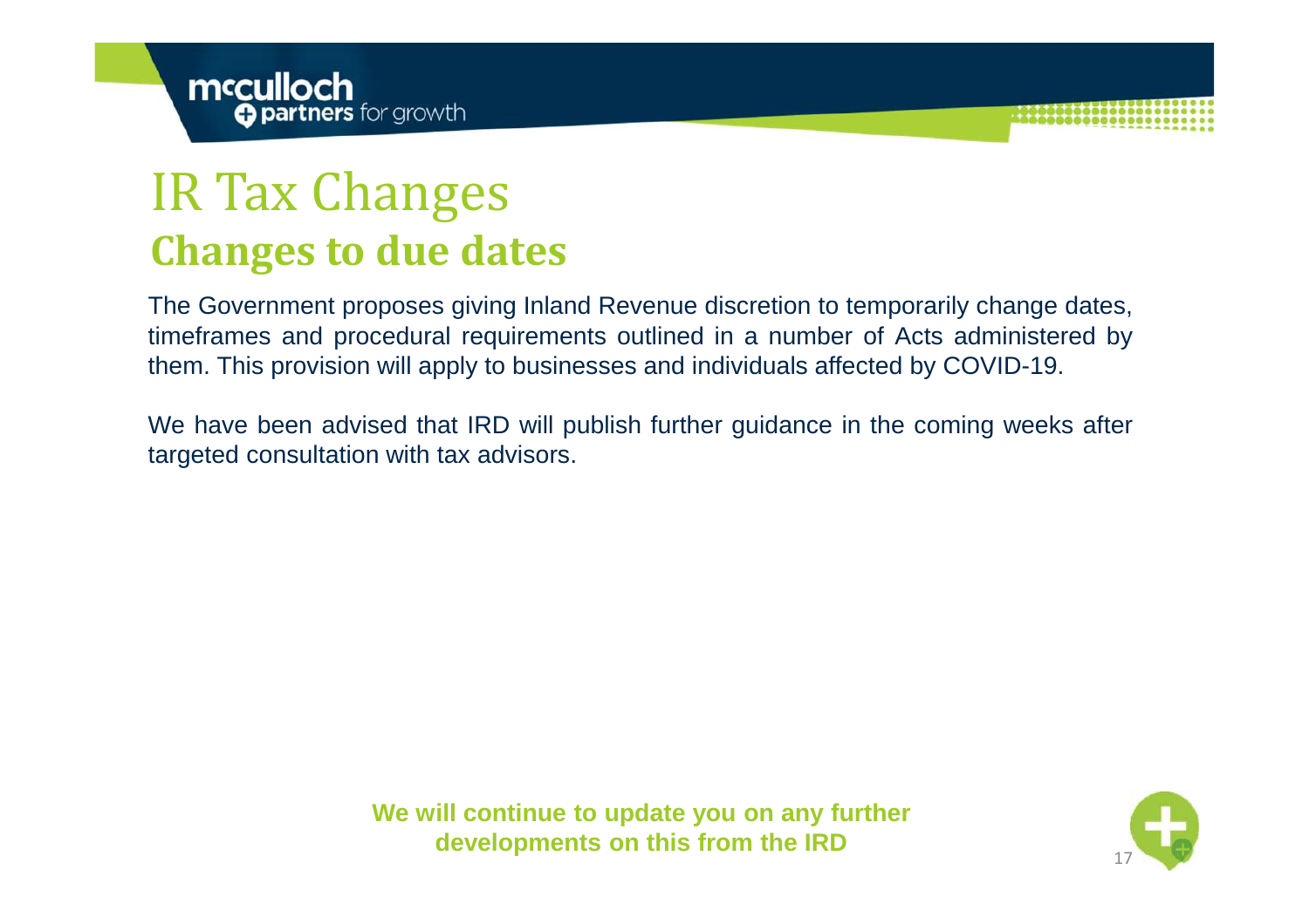# IR Tax Changes

## Changes to due dates

The Government proposes giving Inland Revenue discretion to temporarily change dates, timeframes and procedural requirements outlined in a number of Acts administered by them. This provision will apply to businesses and individuals affected by COVID-19.

We have been advised that IRD will publish further guidance in the coming weeks after targeted consultation with tax advisors.

**We will continue to update you on any further developments on this from the IRD**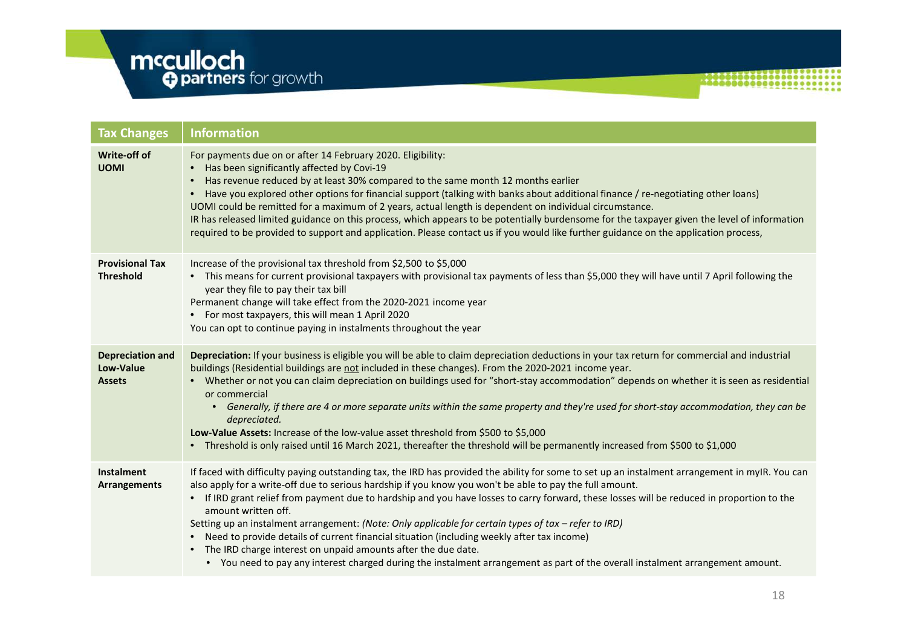| Tax Changes | Information |
| --- | --- |
| **Write-off of UOMI** | For payments due on or after 14 February 2020. Eligibility:<br>• Has been significantly affected by Covi-19<br>• Has revenue reduced by at least 30% compared to the same month 12 months earlier<br>• Have you explored other options for financial support (talking with banks about additional finance / re-negotiating other loans)<br>UOMI could be remitted for a maximum of 2 years, actual length is dependent on individual circumstance.<br>IR has released limited guidance on this process, which appears to be potentially burdensome for the taxpayer given the level of information required to be provided to support and application. Please contact us if you would like further guidance on the application process, |
| **Provisional Tax Threshold** | Increase of the provisional tax threshold from $2,500 to $5,000<br>• This means for current provisional taxpayers with provisional tax payments of less than $5,000 they will have until 7 April following the year they file to pay their tax bill<br>Permanent change will take effect from the 2020-2021 income year<br>• For most taxpayers, this will mean 1 April 2020<br>You can opt to continue paying in instalments throughout the year |
| **Depreciation and Low-Value Assets** | **Depreciation:** If your business is eligible you will be able to claim depreciation deductions in your tax return for commercial and industrial buildings (Residential buildings are not included in these changes). From the 2020-2021 income year.<br>• Whether or not you can claim depreciation on buildings used for "short-stay accommodation" depends on whether it is seen as residential or commercial<br>&nbsp;&nbsp;&nbsp;&nbsp;• *Generally, if there are 4 or more separate units within the same property and they're used for short-stay accommodation, they can be depreciated.*<br>**Low-Value Assets:** Increase of the low-value asset threshold from $500 to $5,000<br>• Threshold is only raised until 16 March 2021, thereafter the threshold will be permanently increased from $500 to $1,000 |
| **Instalment Arrangements** | If faced with difficulty paying outstanding tax, the IRD has provided the ability for some to set up an instalment arrangement in myIR. You can also apply for a write-off due to serious hardship if you know you won't be able to pay the full amount.<br>• If IRD grant relief from payment due to hardship and you have losses to carry forward, these losses will be reduced in proportion to the amount written off.<br>Setting up an instalment arrangement: *(Note: Only applicable for certain types of tax – refer to IRD)*<br>• Need to provide details of current financial situation (including weekly after tax income)<br>• The IRD charge interest on unpaid amounts after the due date.<br>&nbsp;&nbsp;&nbsp;&nbsp;• You need to pay any interest charged during the instalment arrangement as part of the overall instalment arrangement amount. |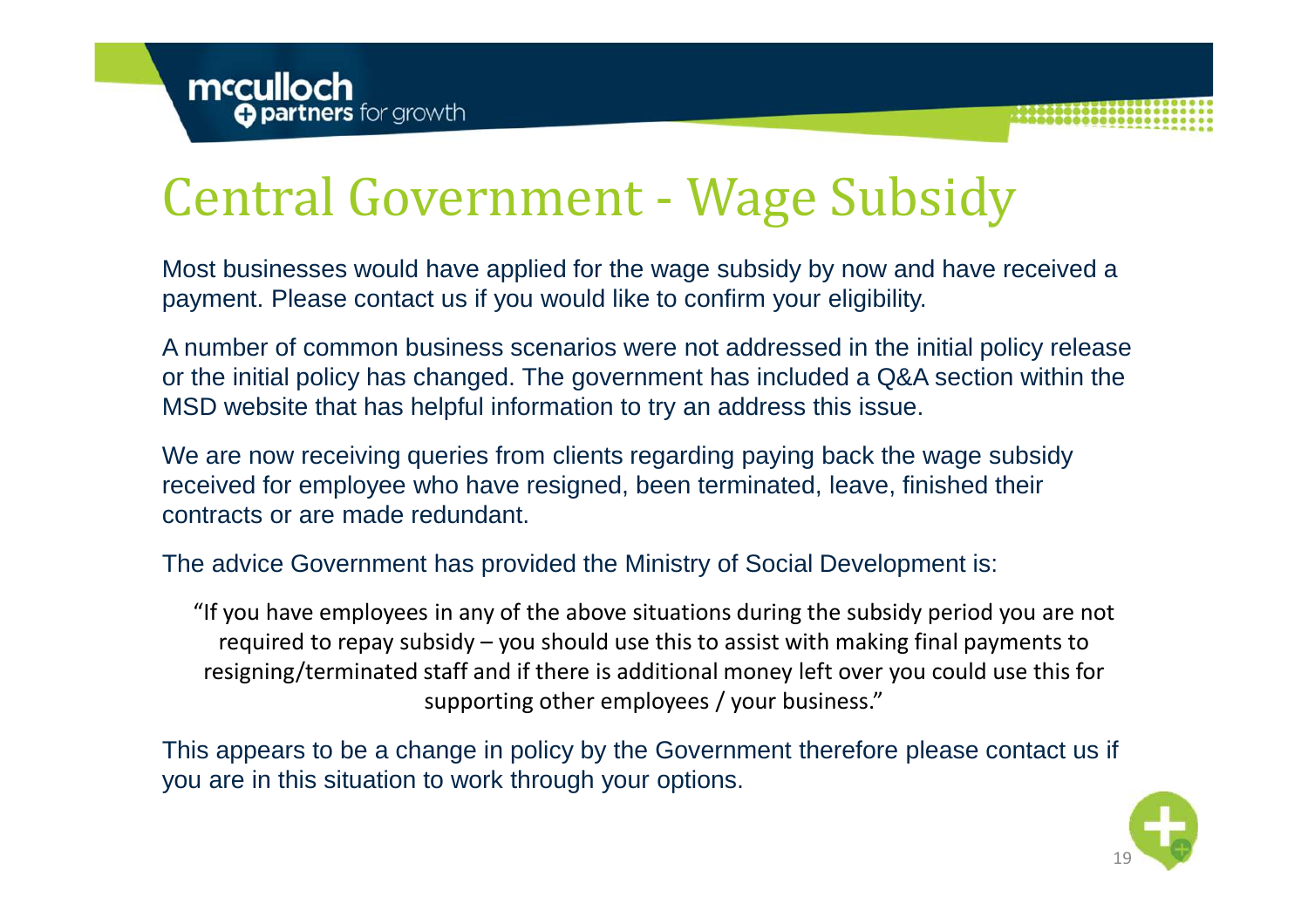# Central Government - Wage Subsidy

Most businesses would have applied for the wage subsidy by now and have received a payment. Please contact us if you would like to confirm your eligibility.

A number of common business scenarios were not addressed in the initial policy release or the initial policy has changed. The government has included a Q&A section within the MSD website that has helpful information to try an address this issue.

We are now receiving queries from clients regarding paying back the wage subsidy received for employee who have resigned, been terminated, leave, finished their contracts or are made redundant.

The advice Government has provided the Ministry of Social Development is:

> "If you have employees in any of the above situations during the subsidy period you are not required to repay subsidy – you should use this to assist with making final payments to resigning/terminated staff and if there is additional money left over you could use this for supporting other employees / your business."

This appears to be a change in policy by the Government therefore please contact us if you are in this situation to work through your options.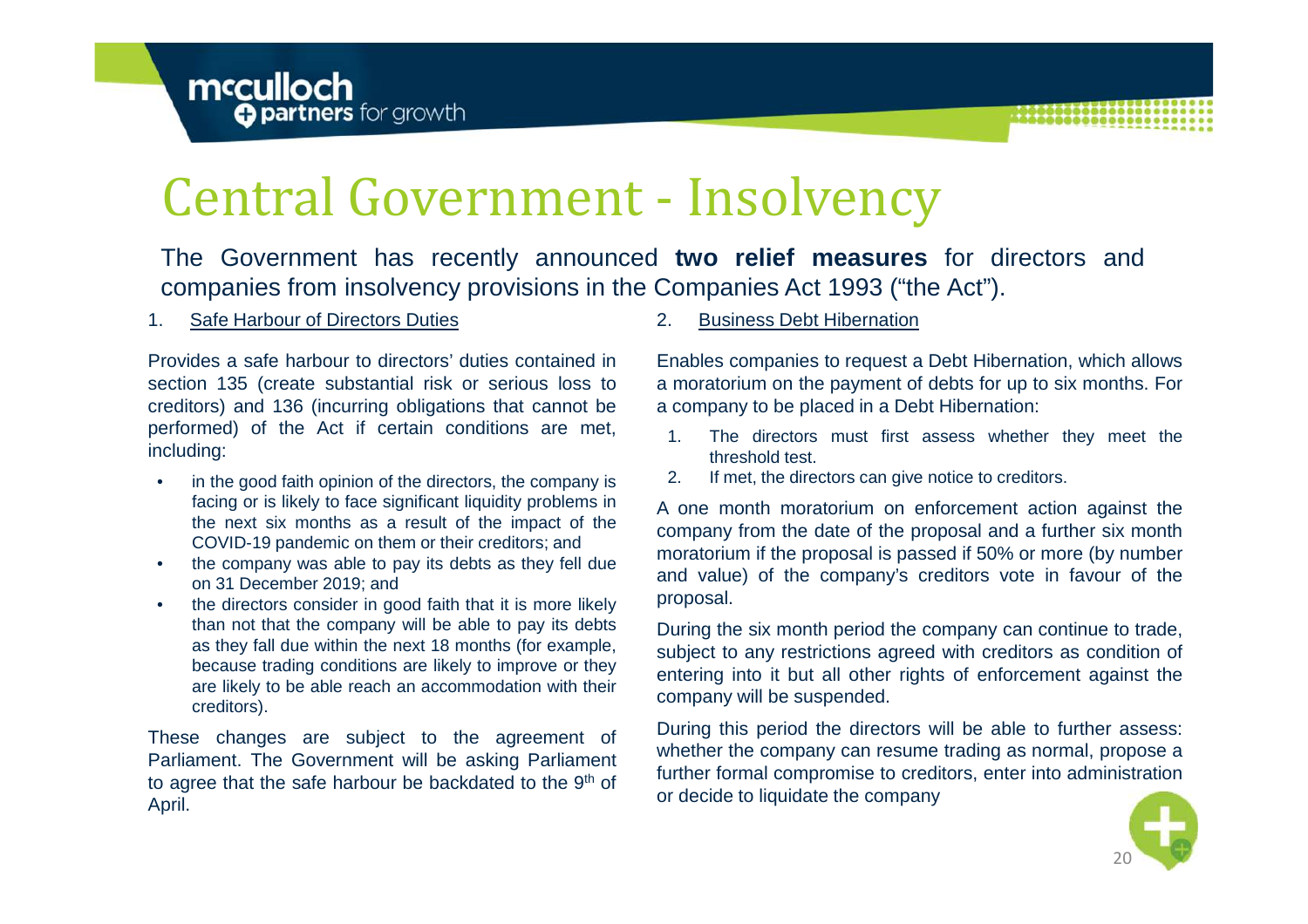# Central Government - Insolvency

The Government has recently announced **two relief measures** for directors and companies from insolvency provisions in the Companies Act 1993 ("the Act").

## 1. Safe Harbour of Directors Duties

Provides a safe harbour to directors' duties contained in section 135 (create substantial risk or serious loss to creditors) and 136 (incurring obligations that cannot be performed) of the Act if certain conditions are met, including:

- in the good faith opinion of the directors, the company is facing or is likely to face significant liquidity problems in the next six months as a result of the impact of the COVID-19 pandemic on them or their creditors; and
- the company was able to pay its debts as they fell due on 31 December 2019; and
- the directors consider in good faith that it is more likely than not that the company will be able to pay its debts as they fall due within the next 18 months (for example, because trading conditions are likely to improve or they are likely to be able reach an accommodation with their creditors).

These changes are subject to the agreement of Parliament. The Government will be asking Parliament to agree that the safe harbour be backdated to the 9th of April.

## 2. Business Debt Hibernation

Enables companies to request a Debt Hibernation, which allows a moratorium on the payment of debts for up to six months. For a company to be placed in a Debt Hibernation:

1. The directors must first assess whether they meet the threshold test.
2. If met, the directors can give notice to creditors.

A one month moratorium on enforcement action against the company from the date of the proposal and a further six month moratorium if the proposal is passed if 50% or more (by number and value) of the company's creditors vote in favour of the proposal.

During the six month period the company can continue to trade, subject to any restrictions agreed with creditors as condition of entering into it but all other rights of enforcement against the company will be suspended.

During this period the directors will be able to further assess: whether the company can resume trading as normal, propose a further formal compromise to creditors, enter into administration or decide to liquidate the company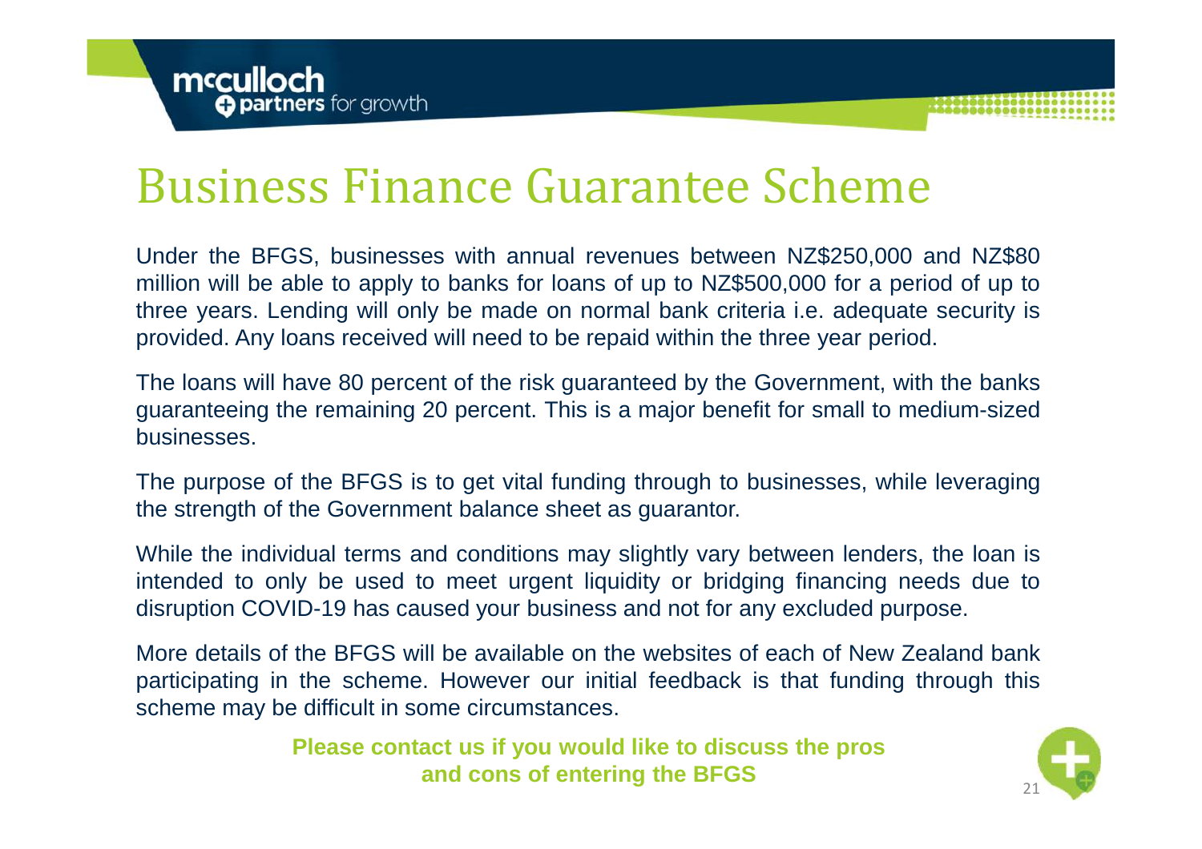# Business Finance Guarantee Scheme

Under the BFGS, businesses with annual revenues between NZ$250,000 and NZ$80 million will be able to apply to banks for loans of up to NZ$500,000 for a period of up to three years. Lending will only be made on normal bank criteria i.e. adequate security is provided. Any loans received will need to be repaid within the three year period.

The loans will have 80 percent of the risk guaranteed by the Government, with the banks guaranteeing the remaining 20 percent. This is a major benefit for small to medium-sized businesses.

The purpose of the BFGS is to get vital funding through to businesses, while leveraging the strength of the Government balance sheet as guarantor.

While the individual terms and conditions may slightly vary between lenders, the loan is intended to only be used to meet urgent liquidity or bridging financing needs due to disruption COVID-19 has caused your business and not for any excluded purpose.

More details of the BFGS will be available on the websites of each of New Zealand bank participating in the scheme. However our initial feedback is that funding through this scheme may be difficult in some circumstances.

**Please contact us if you would like to discuss the pros and cons of entering the BFGS**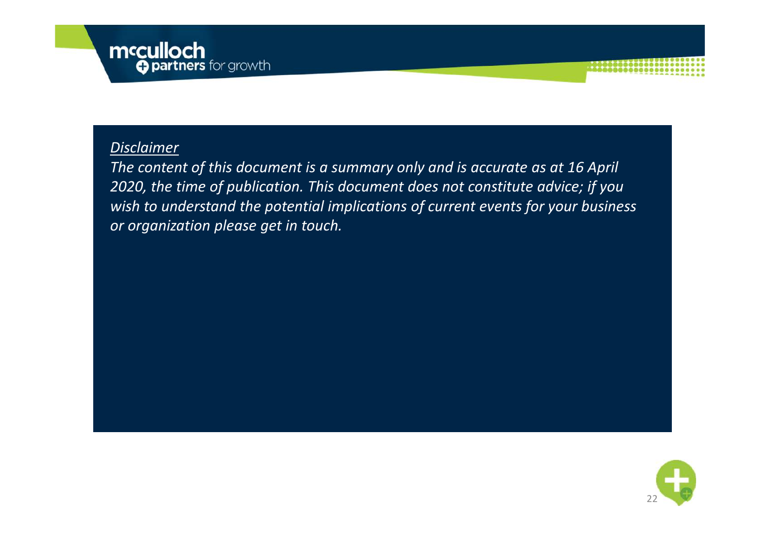*<u>Disclaimer</u>*

*The content of this document is a summary only and is accurate as at 16 April 2020, the time of publication. This document does not constitute advice; if you wish to understand the potential implications of current events for your business or organization please get in touch.*